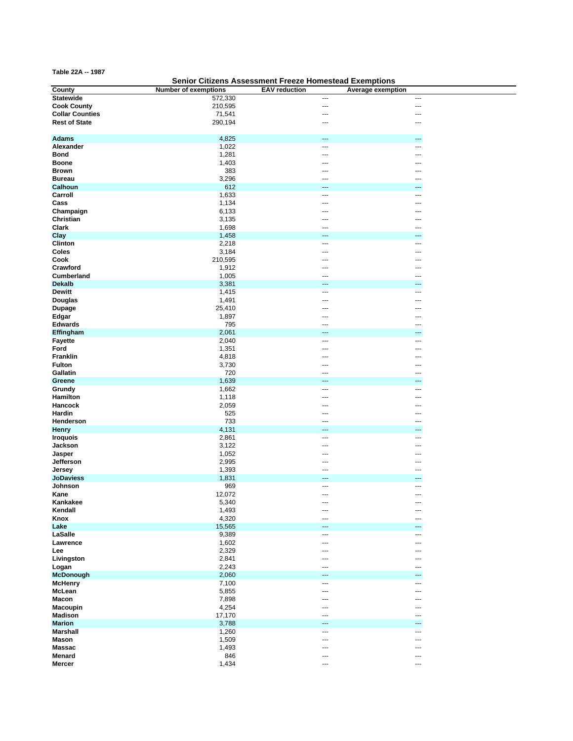**Table 22A -- 1987**

## Senior Citizens Assessment Freeze Homestead Exemptions

| County | Number of exemptions | EAV reduction | Average exemption |
|---|---|---|---|
| **Statewide** | 572,330 | --- | --- |
| **Cook County** | 210,595 | --- | --- |
| **Collar Counties** | 71,541 | --- | --- |
| **Rest of State** | 290,194 | --- | --- |
| | | | |
| **Adams** | 4,825 | --- | --- |
| **Alexander** | 1,022 | --- | --- |
| **Bond** | 1,281 | --- | --- |
| **Boone** | 1,403 | --- | --- |
| **Brown** | 383 | --- | --- |
| **Bureau** | 3,296 | --- | --- |
| **Calhoun** | 612 | --- | --- |
| **Carroll** | 1,633 | --- | --- |
| **Cass** | 1,134 | --- | --- |
| **Champaign** | 6,133 | --- | --- |
| **Christian** | 3,135 | --- | --- |
| **Clark** | 1,698 | --- | --- |
| **Clay** | 1,458 | --- | --- |
| **Clinton** | 2,218 | --- | --- |
| **Coles** | 3,184 | --- | --- |
| **Cook** | 210,595 | --- | --- |
| **Crawford** | 1,912 | --- | --- |
| **Cumberland** | 1,005 | --- | --- |
| **Dekalb** | 3,381 | --- | --- |
| **Dewitt** | 1,415 | --- | --- |
| **Douglas** | 1,491 | --- | --- |
| **Dupage** | 25,410 | --- | --- |
| **Edgar** | 1,897 | --- | --- |
| **Edwards** | 795 | --- | --- |
| **Effingham** | 2,061 | --- | --- |
| **Fayette** | 2,040 | --- | --- |
| **Ford** | 1,351 | --- | --- |
| **Franklin** | 4,818 | --- | --- |
| **Fulton** | 3,730 | --- | --- |
| **Gallatin** | 720 | --- | --- |
| **Greene** | 1,639 | --- | --- |
| **Grundy** | 1,662 | --- | --- |
| **Hamilton** | 1,118 | --- | --- |
| **Hancock** | 2,059 | --- | --- |
| **Hardin** | 525 | --- | --- |
| **Henderson** | 733 | --- | --- |
| **Henry** | 4,131 | --- | --- |
| **Iroquois** | 2,861 | --- | --- |
| **Jackson** | 3,122 | --- | --- |
| **Jasper** | 1,052 | --- | --- |
| **Jefferson** | 2,995 | --- | --- |
| **Jersey** | 1,393 | --- | --- |
| **JoDaviess** | 1,831 | --- | --- |
| **Johnson** | 969 | --- | --- |
| **Kane** | 12,072 | --- | --- |
| **Kankakee** | 5,340 | --- | --- |
| **Kendall** | 1,493 | --- | --- |
| **Knox** | 4,320 | --- | --- |
| **Lake** | 15,565 | --- | --- |
| **LaSalle** | 9,389 | --- | --- |
| **Lawrence** | 1,602 | --- | --- |
| **Lee** | 2,329 | --- | --- |
| **Livingston** | 2,841 | --- | --- |
| **Logan** | 2,243 | --- | --- |
| **McDonough** | 2,060 | --- | --- |
| **McHenry** | 7,100 | --- | --- |
| **McLean** | 5,855 | --- | --- |
| **Macon** | 7,898 | --- | --- |
| **Macoupin** | 4,254 | --- | --- |
| **Madison** | 17,170 | --- | --- |
| **Marion** | 3,788 | --- | --- |
| **Marshall** | 1,260 | --- | --- |
| **Mason** | 1,509 | --- | --- |
| **Massac** | 1,493 | --- | --- |
| **Menard** | 846 | --- | --- |
| **Mercer** | 1,434 | --- | --- |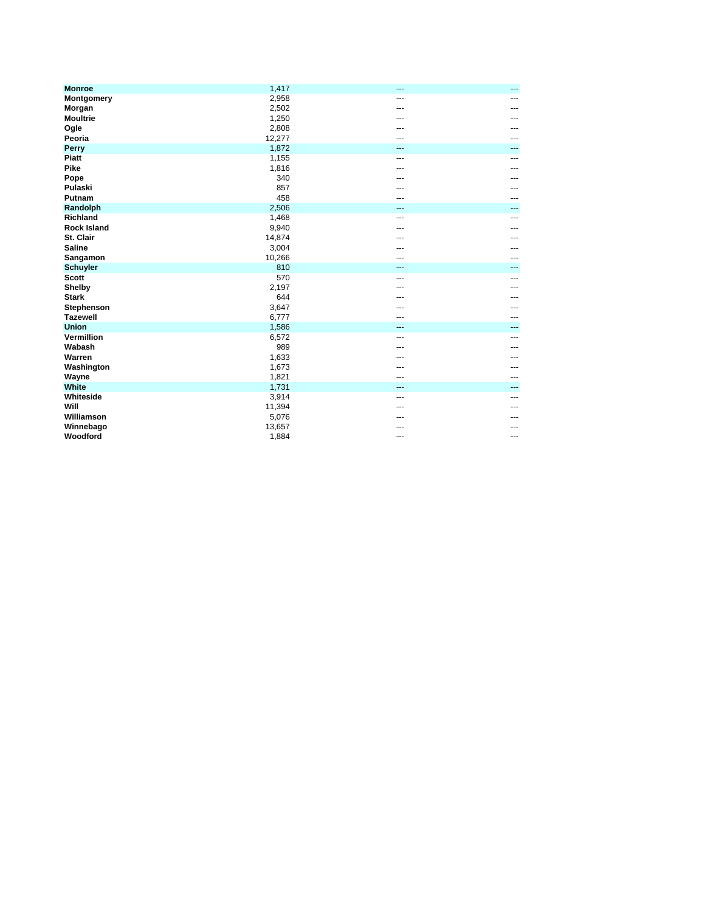| | | | |
|---|---|---|---|
| **Monroe** | 1,417 | --- | --- |
| **Montgomery** | 2,958 | --- | --- |
| **Morgan** | 2,502 | --- | --- |
| **Moultrie** | 1,250 | --- | --- |
| **Ogle** | 2,808 | --- | --- |
| **Peoria** | 12,277 | --- | --- |
| **Perry** | 1,872 | --- | --- |
| **Piatt** | 1,155 | --- | --- |
| **Pike** | 1,816 | --- | --- |
| **Pope** | 340 | --- | --- |
| **Pulaski** | 857 | --- | --- |
| **Putnam** | 458 | --- | --- |
| **Randolph** | 2,506 | --- | --- |
| **Richland** | 1,468 | --- | --- |
| **Rock Island** | 9,940 | --- | --- |
| **St. Clair** | 14,874 | --- | --- |
| **Saline** | 3,004 | --- | --- |
| **Sangamon** | 10,266 | --- | --- |
| **Schuyler** | 810 | --- | --- |
| **Scott** | 570 | --- | --- |
| **Shelby** | 2,197 | --- | --- |
| **Stark** | 644 | --- | --- |
| **Stephenson** | 3,647 | --- | --- |
| **Tazewell** | 6,777 | --- | --- |
| **Union** | 1,586 | --- | --- |
| **Vermillion** | 6,572 | --- | --- |
| **Wabash** | 989 | --- | --- |
| **Warren** | 1,633 | --- | --- |
| **Washington** | 1,673 | --- | --- |
| **Wayne** | 1,821 | --- | --- |
| **White** | 1,731 | --- | --- |
| **Whiteside** | 3,914 | --- | --- |
| **Will** | 11,394 | --- | --- |
| **Williamson** | 5,076 | --- | --- |
| **Winnebago** | 13,657 | --- | --- |
| **Woodford** | 1,884 | --- | --- |